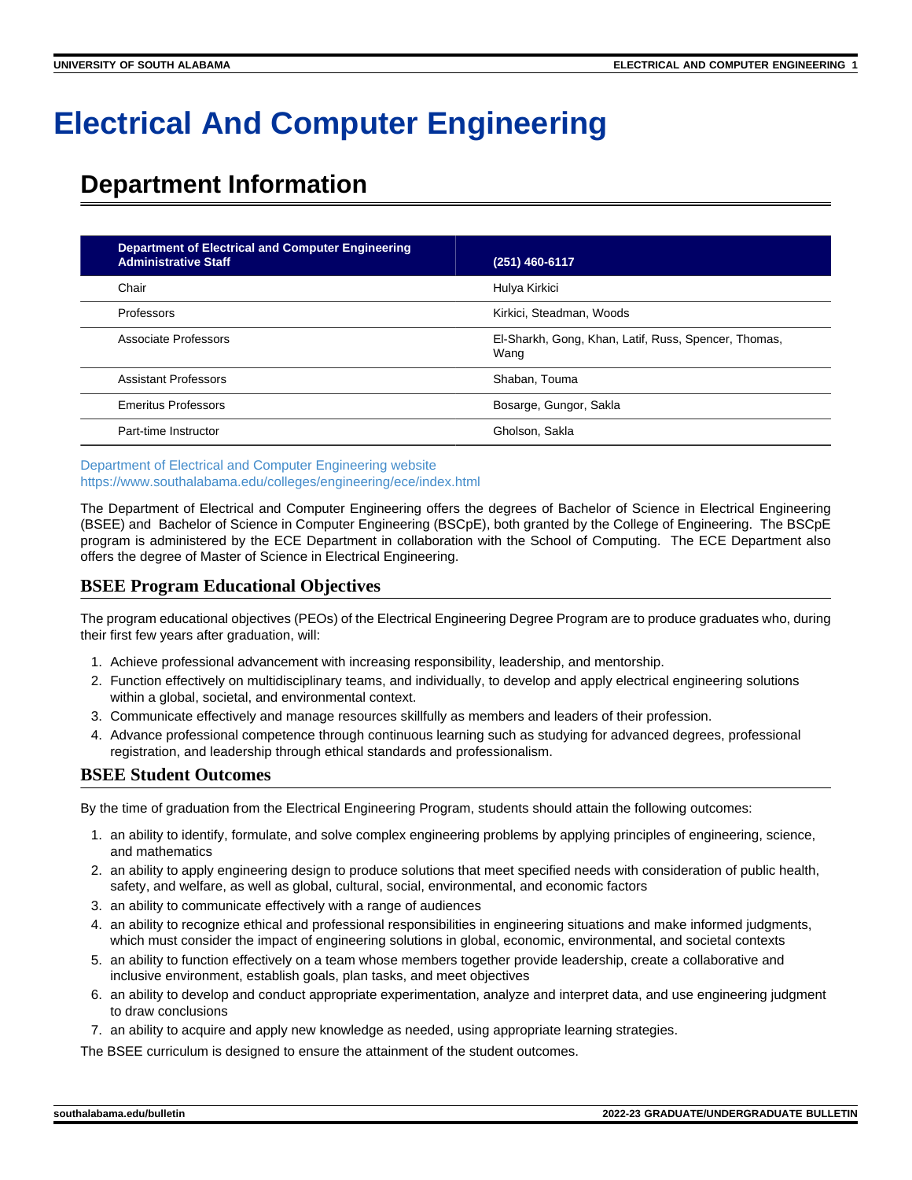# Electrical And Computer Engineering

## Department Information

| Department of Electrical and Computer Engineering Administrative Staff | (251) 460-6117 |
|---|---|
| Chair | Hulya Kirkici |
| Professors | Kirkici, Steadman, Woods |
| Associate Professors | El-Sharkh, Gong, Khan, Latif, Russ, Spencer, Thomas, Wang |
| Assistant Professors | Shaban, Touma |
| Emeritus Professors | Bosarge, Gungor, Sakla |
| Part-time Instructor | Gholson, Sakla |

Department of Electrical and Computer Engineering website
https://www.southalabama.edu/colleges/engineering/ece/index.html

The Department of Electrical and Computer Engineering offers the degrees of Bachelor of Science in Electrical Engineering (BSEE) and Bachelor of Science in Computer Engineering (BSCpE), both granted by the College of Engineering. The BSCpE program is administered by the ECE Department in collaboration with the School of Computing. The ECE Department also offers the degree of Master of Science in Electrical Engineering.

### BSEE Program Educational Objectives

The program educational objectives (PEOs) of the Electrical Engineering Degree Program are to produce graduates who, during their first few years after graduation, will:

1. Achieve professional advancement with increasing responsibility, leadership, and mentorship.
2. Function effectively on multidisciplinary teams, and individually, to develop and apply electrical engineering solutions within a global, societal, and environmental context.
3. Communicate effectively and manage resources skillfully as members and leaders of their profession.
4. Advance professional competence through continuous learning such as studying for advanced degrees, professional registration, and leadership through ethical standards and professionalism.

### BSEE Student Outcomes

By the time of graduation from the Electrical Engineering Program, students should attain the following outcomes:

1. an ability to identify, formulate, and solve complex engineering problems by applying principles of engineering, science, and mathematics
2. an ability to apply engineering design to produce solutions that meet specified needs with consideration of public health, safety, and welfare, as well as global, cultural, social, environmental, and economic factors
3. an ability to communicate effectively with a range of audiences
4. an ability to recognize ethical and professional responsibilities in engineering situations and make informed judgments, which must consider the impact of engineering solutions in global, economic, environmental, and societal contexts
5. an ability to function effectively on a team whose members together provide leadership, create a collaborative and inclusive environment, establish goals, plan tasks, and meet objectives
6. an ability to develop and conduct appropriate experimentation, analyze and interpret data, and use engineering judgment to draw conclusions
7. an ability to acquire and apply new knowledge as needed, using appropriate learning strategies.

The BSEE curriculum is designed to ensure the attainment of the student outcomes.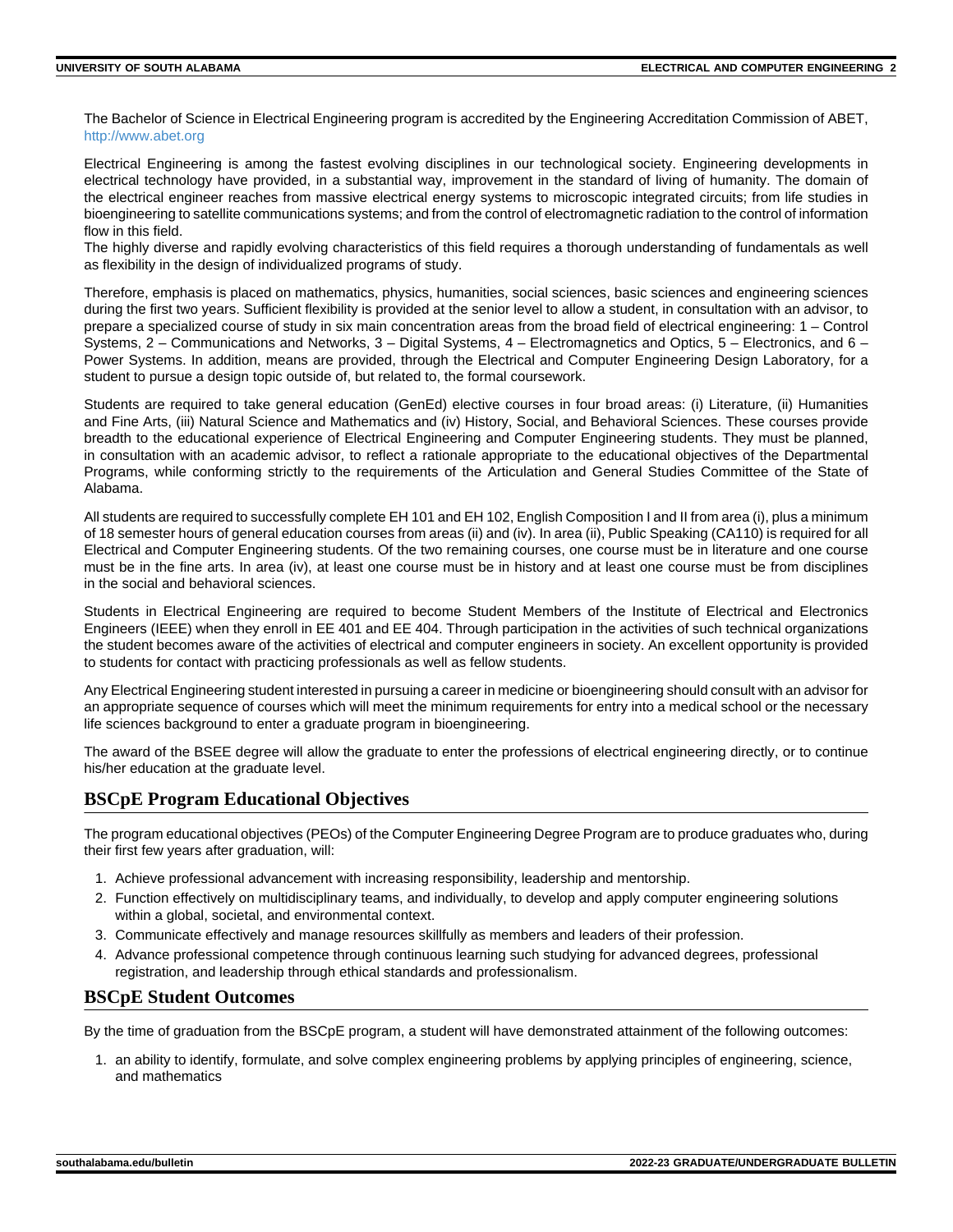The Bachelor of Science in Electrical Engineering program is accredited by the Engineering Accreditation Commission of ABET, http://www.abet.org

Electrical Engineering is among the fastest evolving disciplines in our technological society. Engineering developments in electrical technology have provided, in a substantial way, improvement in the standard of living of humanity. The domain of the electrical engineer reaches from massive electrical energy systems to microscopic integrated circuits; from life studies in bioengineering to satellite communications systems; and from the control of electromagnetic radiation to the control of information flow in this field.
The highly diverse and rapidly evolving characteristics of this field requires a thorough understanding of fundamentals as well as flexibility in the design of individualized programs of study.

Therefore, emphasis is placed on mathematics, physics, humanities, social sciences, basic sciences and engineering sciences during the first two years. Sufficient flexibility is provided at the senior level to allow a student, in consultation with an advisor, to prepare a specialized course of study in six main concentration areas from the broad field of electrical engineering: 1 – Control Systems, 2 – Communications and Networks, 3 – Digital Systems, 4 – Electromagnetics and Optics, 5 – Electronics, and 6 – Power Systems. In addition, means are provided, through the Electrical and Computer Engineering Design Laboratory, for a student to pursue a design topic outside of, but related to, the formal coursework.

Students are required to take general education (GenEd) elective courses in four broad areas: (i) Literature, (ii) Humanities and Fine Arts, (iii) Natural Science and Mathematics and (iv) History, Social, and Behavioral Sciences. These courses provide breadth to the educational experience of Electrical Engineering and Computer Engineering students. They must be planned, in consultation with an academic advisor, to reflect a rationale appropriate to the educational objectives of the Departmental Programs, while conforming strictly to the requirements of the Articulation and General Studies Committee of the State of Alabama.

All students are required to successfully complete EH 101 and EH 102, English Composition I and II from area (i), plus a minimum of 18 semester hours of general education courses from areas (ii) and (iv). In area (ii), Public Speaking (CA110) is required for all Electrical and Computer Engineering students. Of the two remaining courses, one course must be in literature and one course must be in the fine arts. In area (iv), at least one course must be in history and at least one course must be from disciplines in the social and behavioral sciences.

Students in Electrical Engineering are required to become Student Members of the Institute of Electrical and Electronics Engineers (IEEE) when they enroll in EE 401 and EE 404. Through participation in the activities of such technical organizations the student becomes aware of the activities of electrical and computer engineers in society. An excellent opportunity is provided to students for contact with practicing professionals as well as fellow students.

Any Electrical Engineering student interested in pursuing a career in medicine or bioengineering should consult with an advisor for an appropriate sequence of courses which will meet the minimum requirements for entry into a medical school or the necessary life sciences background to enter a graduate program in bioengineering.

The award of the BSEE degree will allow the graduate to enter the professions of electrical engineering directly, or to continue his/her education at the graduate level.

## BSCpE Program Educational Objectives

The program educational objectives (PEOs) of the Computer Engineering Degree Program are to produce graduates who, during their first few years after graduation, will:

1. Achieve professional advancement with increasing responsibility, leadership and mentorship.
2. Function effectively on multidisciplinary teams, and individually, to develop and apply computer engineering solutions within a global, societal, and environmental context.
3. Communicate effectively and manage resources skillfully as members and leaders of their profession.
4. Advance professional competence through continuous learning such studying for advanced degrees, professional registration, and leadership through ethical standards and professionalism.

## BSCpE Student Outcomes

By the time of graduation from the BSCpE program, a student will have demonstrated attainment of the following outcomes:

1. an ability to identify, formulate, and solve complex engineering problems by applying principles of engineering, science, and mathematics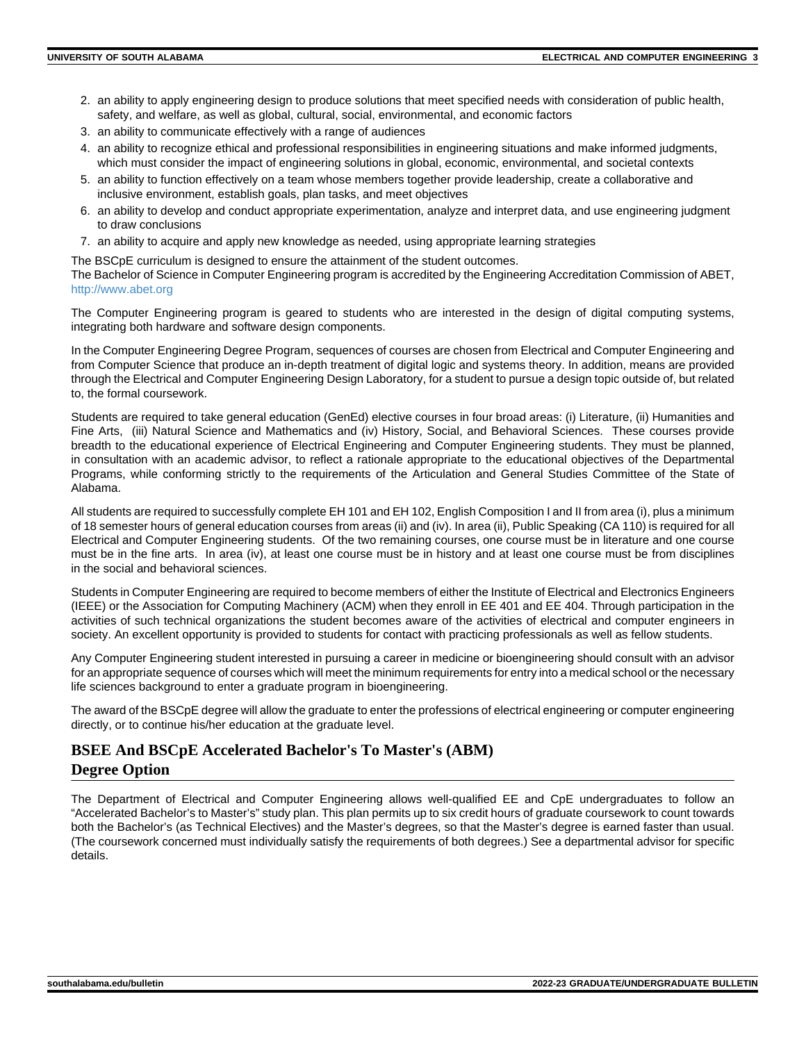2. an ability to apply engineering design to produce solutions that meet specified needs with consideration of public health, safety, and welfare, as well as global, cultural, social, environmental, and economic factors
3. an ability to communicate effectively with a range of audiences
4. an ability to recognize ethical and professional responsibilities in engineering situations and make informed judgments, which must consider the impact of engineering solutions in global, economic, environmental, and societal contexts
5. an ability to function effectively on a team whose members together provide leadership, create a collaborative and inclusive environment, establish goals, plan tasks, and meet objectives
6. an ability to develop and conduct appropriate experimentation, analyze and interpret data, and use engineering judgment to draw conclusions
7. an ability to acquire and apply new knowledge as needed, using appropriate learning strategies

The BSCpE curriculum is designed to ensure the attainment of the student outcomes.
The Bachelor of Science in Computer Engineering program is accredited by the Engineering Accreditation Commission of ABET, http://www.abet.org

The Computer Engineering program is geared to students who are interested in the design of digital computing systems, integrating both hardware and software design components.

In the Computer Engineering Degree Program, sequences of courses are chosen from Electrical and Computer Engineering and from Computer Science that produce an in-depth treatment of digital logic and systems theory. In addition, means are provided through the Electrical and Computer Engineering Design Laboratory, for a student to pursue a design topic outside of, but related to, the formal coursework.

Students are required to take general education (GenEd) elective courses in four broad areas: (i) Literature, (ii) Humanities and Fine Arts, (iii) Natural Science and Mathematics and (iv) History, Social, and Behavioral Sciences. These courses provide breadth to the educational experience of Electrical Engineering and Computer Engineering students. They must be planned, in consultation with an academic advisor, to reflect a rationale appropriate to the educational objectives of the Departmental Programs, while conforming strictly to the requirements of the Articulation and General Studies Committee of the State of Alabama.

All students are required to successfully complete EH 101 and EH 102, English Composition I and II from area (i), plus a minimum of 18 semester hours of general education courses from areas (ii) and (iv). In area (ii), Public Speaking (CA 110) is required for all Electrical and Computer Engineering students. Of the two remaining courses, one course must be in literature and one course must be in the fine arts. In area (iv), at least one course must be in history and at least one course must be from disciplines in the social and behavioral sciences.

Students in Computer Engineering are required to become members of either the Institute of Electrical and Electronics Engineers (IEEE) or the Association for Computing Machinery (ACM) when they enroll in EE 401 and EE 404. Through participation in the activities of such technical organizations the student becomes aware of the activities of electrical and computer engineers in society. An excellent opportunity is provided to students for contact with practicing professionals as well as fellow students.

Any Computer Engineering student interested in pursuing a career in medicine or bioengineering should consult with an advisor for an appropriate sequence of courses which will meet the minimum requirements for entry into a medical school or the necessary life sciences background to enter a graduate program in bioengineering.

The award of the BSCpE degree will allow the graduate to enter the professions of electrical engineering or computer engineering directly, or to continue his/her education at the graduate level.

## BSEE And BSCpE Accelerated Bachelor's To Master's (ABM) Degree Option

The Department of Electrical and Computer Engineering allows well-qualified EE and CpE undergraduates to follow an "Accelerated Bachelor's to Master's" study plan. This plan permits up to six credit hours of graduate coursework to count towards both the Bachelor's (as Technical Electives) and the Master's degrees, so that the Master's degree is earned faster than usual. (The coursework concerned must individually satisfy the requirements of both degrees.) See a departmental advisor for specific details.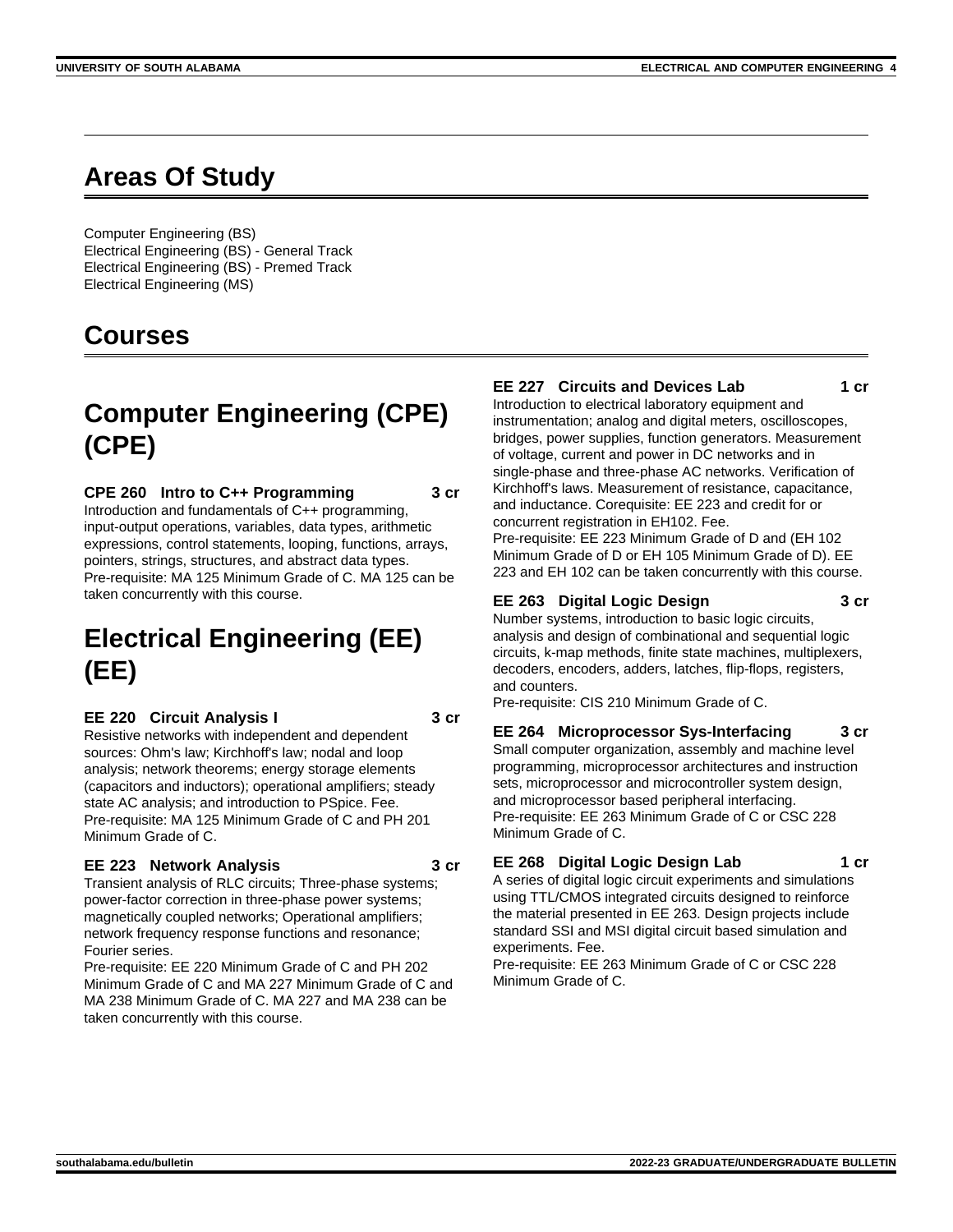## Areas Of Study

Computer Engineering (BS)
Electrical Engineering (BS) - General Track
Electrical Engineering (BS) - Premed Track
Electrical Engineering (MS)

## Courses

# Computer Engineering (CPE) (CPE)

**CPE 260 Intro to C++ Programming 3 cr**
Introduction and fundamentals of C++ programming, input-output operations, variables, data types, arithmetic expressions, control statements, looping, functions, arrays, pointers, strings, structures, and abstract data types.
Pre-requisite: MA 125 Minimum Grade of C. MA 125 can be taken concurrently with this course.

# Electrical Engineering (EE) (EE)

**EE 220 Circuit Analysis I 3 cr**
Resistive networks with independent and dependent sources: Ohm's law; Kirchhoff's law; nodal and loop analysis; network theorems; energy storage elements (capacitors and inductors); operational amplifiers; steady state AC analysis; and introduction to PSpice. Fee.
Pre-requisite: MA 125 Minimum Grade of C and PH 201 Minimum Grade of C.

**EE 223 Network Analysis 3 cr**
Transient analysis of RLC circuits; Three-phase systems; power-factor correction in three-phase power systems; magnetically coupled networks; Operational amplifiers; network frequency response functions and resonance; Fourier series.
Pre-requisite: EE 220 Minimum Grade of C and PH 202 Minimum Grade of C and MA 227 Minimum Grade of C and MA 238 Minimum Grade of C. MA 227 and MA 238 can be taken concurrently with this course.

**EE 227 Circuits and Devices Lab 1 cr**
Introduction to electrical laboratory equipment and instrumentation; analog and digital meters, oscilloscopes, bridges, power supplies, function generators. Measurement of voltage, current and power in DC networks and in single-phase and three-phase AC networks. Verification of Kirchhoff's laws. Measurement of resistance, capacitance, and inductance. Corequisite: EE 223 and credit for or concurrent registration in EH102. Fee.
Pre-requisite: EE 223 Minimum Grade of D and (EH 102 Minimum Grade of D or EH 105 Minimum Grade of D). EE 223 and EH 102 can be taken concurrently with this course.

**EE 263 Digital Logic Design 3 cr**
Number systems, introduction to basic logic circuits, analysis and design of combinational and sequential logic circuits, k-map methods, finite state machines, multiplexers, decoders, encoders, adders, latches, flip-flops, registers, and counters.
Pre-requisite: CIS 210 Minimum Grade of C.

**EE 264 Microprocessor Sys-Interfacing 3 cr**
Small computer organization, assembly and machine level programming, microprocessor architectures and instruction sets, microprocessor and microcontroller system design, and microprocessor based peripheral interfacing.
Pre-requisite: EE 263 Minimum Grade of C or CSC 228 Minimum Grade of C.

**EE 268 Digital Logic Design Lab 1 cr**
A series of digital logic circuit experiments and simulations using TTL/CMOS integrated circuits designed to reinforce the material presented in EE 263. Design projects include standard SSI and MSI digital circuit based simulation and experiments. Fee.
Pre-requisite: EE 263 Minimum Grade of C or CSC 228 Minimum Grade of C.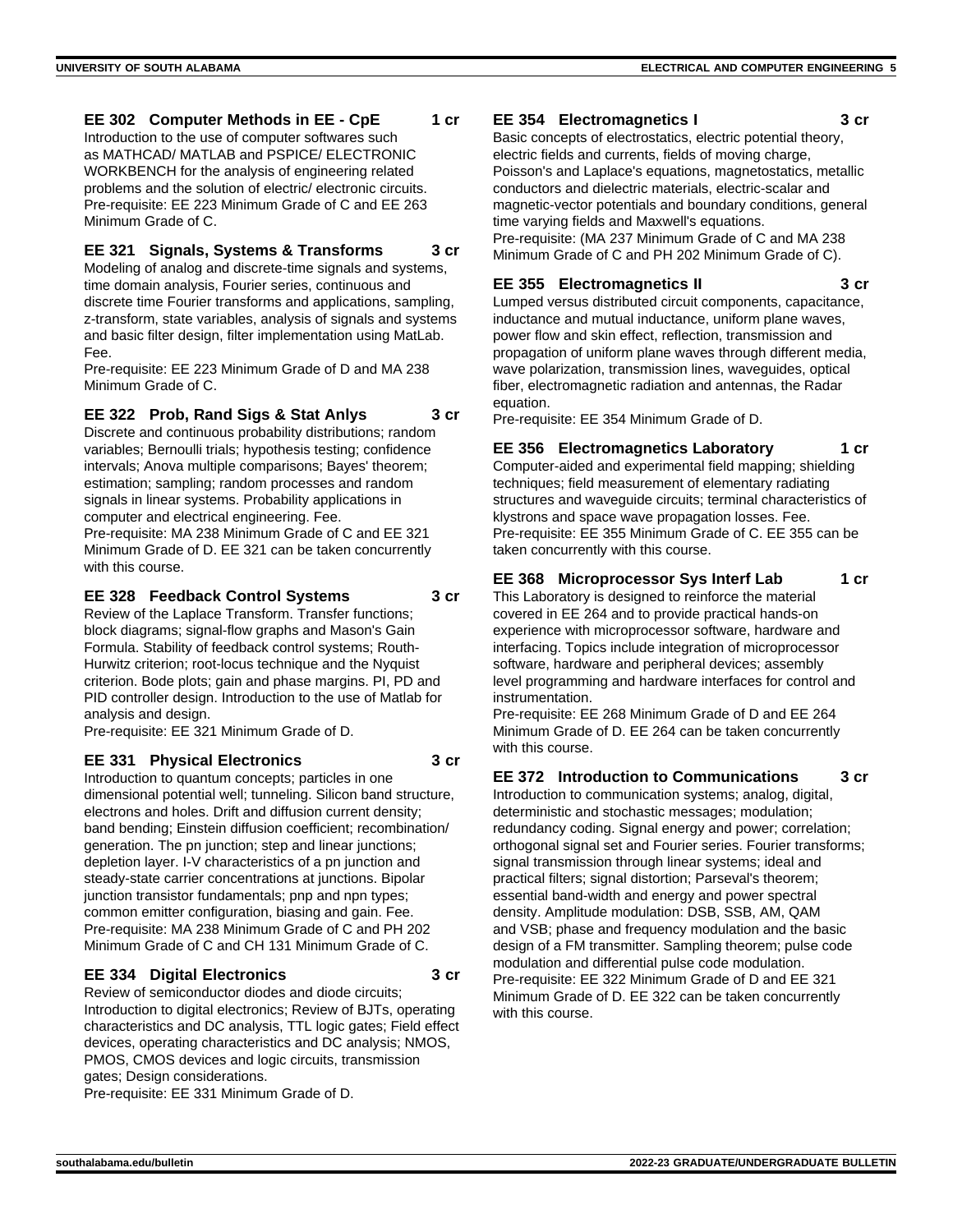### EE 302 Computer Methods in EE - CpE 1 cr

Introduction to the use of computer softwares such as MATHCAD/ MATLAB and PSPICE/ ELECTRONIC WORKBENCH for the analysis of engineering related problems and the solution of electric/ electronic circuits.
Pre-requisite: EE 223 Minimum Grade of C and EE 263 Minimum Grade of C.

### EE 321 Signals, Systems & Transforms 3 cr

Modeling of analog and discrete-time signals and systems, time domain analysis, Fourier series, continuous and discrete time Fourier transforms and applications, sampling, z-transform, state variables, analysis of signals and systems and basic filter design, filter implementation using MatLab. Fee.
Pre-requisite: EE 223 Minimum Grade of D and MA 238 Minimum Grade of C.

### EE 322 Prob, Rand Sigs & Stat Anlys 3 cr

Discrete and continuous probability distributions; random variables; Bernoulli trials; hypothesis testing; confidence intervals; Anova multiple comparisons; Bayes' theorem; estimation; sampling; random processes and random signals in linear systems. Probability applications in computer and electrical engineering. Fee.
Pre-requisite: MA 238 Minimum Grade of C and EE 321 Minimum Grade of D. EE 321 can be taken concurrently with this course.

### EE 328 Feedback Control Systems 3 cr

Review of the Laplace Transform. Transfer functions; block diagrams; signal-flow graphs and Mason's Gain Formula. Stability of feedback control systems; Routh-Hurwitz criterion; root-locus technique and the Nyquist criterion. Bode plots; gain and phase margins. PI, PD and PID controller design. Introduction to the use of Matlab for analysis and design.
Pre-requisite: EE 321 Minimum Grade of D.

### EE 331 Physical Electronics 3 cr

Introduction to quantum concepts; particles in one dimensional potential well; tunneling. Silicon band structure, electrons and holes. Drift and diffusion current density; band bending; Einstein diffusion coefficient; recombination/ generation. The pn junction; step and linear junctions; depletion layer. I-V characteristics of a pn junction and steady-state carrier concentrations at junctions. Bipolar junction transistor fundamentals; pnp and npn types; common emitter configuration, biasing and gain. Fee.
Pre-requisite: MA 238 Minimum Grade of C and PH 202 Minimum Grade of C and CH 131 Minimum Grade of C.

### EE 334 Digital Electronics 3 cr

Review of semiconductor diodes and diode circuits; Introduction to digital electronics; Review of BJTs, operating characteristics and DC analysis, TTL logic gates; Field effect devices, operating characteristics and DC analysis; NMOS, PMOS, CMOS devices and logic circuits, transmission gates; Design considerations.
Pre-requisite: EE 331 Minimum Grade of D.

### EE 354 Electromagnetics I 3 cr

Basic concepts of electrostatics, electric potential theory, electric fields and currents, fields of moving charge, Poisson's and Laplace's equations, magnetostatics, metallic conductors and dielectric materials, electric-scalar and magnetic-vector potentials and boundary conditions, general time varying fields and Maxwell's equations.
Pre-requisite: (MA 237 Minimum Grade of C and MA 238 Minimum Grade of C and PH 202 Minimum Grade of C).

### EE 355 Electromagnetics II 3 cr

Lumped versus distributed circuit components, capacitance, inductance and mutual inductance, uniform plane waves, power flow and skin effect, reflection, transmission and propagation of uniform plane waves through different media, wave polarization, transmission lines, waveguides, optical fiber, electromagnetic radiation and antennas, the Radar equation.
Pre-requisite: EE 354 Minimum Grade of D.

### EE 356 Electromagnetics Laboratory 1 cr

Computer-aided and experimental field mapping; shielding techniques; field measurement of elementary radiating structures and waveguide circuits; terminal characteristics of klystrons and space wave propagation losses. Fee.
Pre-requisite: EE 355 Minimum Grade of C. EE 355 can be taken concurrently with this course.

### EE 368 Microprocessor Sys Interf Lab 1 cr

This Laboratory is designed to reinforce the material covered in EE 264 and to provide practical hands-on experience with microprocessor software, hardware and interfacing. Topics include integration of microprocessor software, hardware and peripheral devices; assembly level programming and hardware interfaces for control and instrumentation.
Pre-requisite: EE 268 Minimum Grade of D and EE 264 Minimum Grade of D. EE 264 can be taken concurrently with this course.

### EE 372 Introduction to Communications 3 cr

Introduction to communication systems; analog, digital, deterministic and stochastic messages; modulation; redundancy coding. Signal energy and power; correlation; orthogonal signal set and Fourier series. Fourier transforms; signal transmission through linear systems; ideal and practical filters; signal distortion; Parseval's theorem; essential band-width and energy and power spectral density. Amplitude modulation: DSB, SSB, AM, QAM and VSB; phase and frequency modulation and the basic design of a FM transmitter. Sampling theorem; pulse code modulation and differential pulse code modulation.
Pre-requisite: EE 322 Minimum Grade of D and EE 321 Minimum Grade of D. EE 322 can be taken concurrently with this course.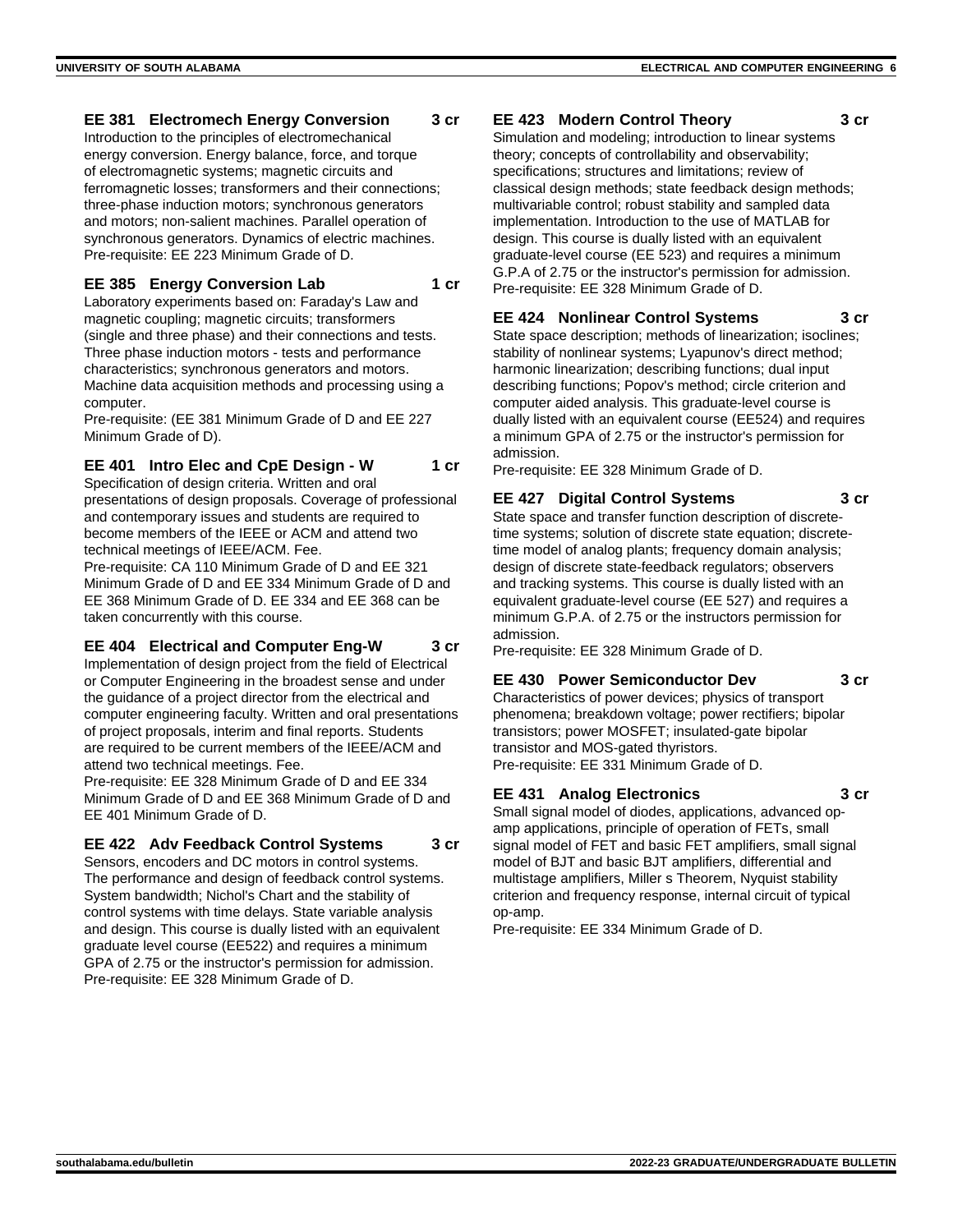### EE 381 Electromech Energy Conversion 3 cr

Introduction to the principles of electromechanical energy conversion. Energy balance, force, and torque of electromagnetic systems; magnetic circuits and ferromagnetic losses; transformers and their connections; three-phase induction motors; synchronous generators and motors; non-salient machines. Parallel operation of synchronous generators. Dynamics of electric machines.
Pre-requisite: EE 223 Minimum Grade of D.

### EE 385 Energy Conversion Lab 1 cr

Laboratory experiments based on: Faraday's Law and magnetic coupling; magnetic circuits; transformers (single and three phase) and their connections and tests. Three phase induction motors - tests and performance characteristics; synchronous generators and motors. Machine data acquisition methods and processing using a computer.
Pre-requisite: (EE 381 Minimum Grade of D and EE 227 Minimum Grade of D).

### EE 401 Intro Elec and CpE Design - W 1 cr

Specification of design criteria. Written and oral presentations of design proposals. Coverage of professional and contemporary issues and students are required to become members of the IEEE or ACM and attend two technical meetings of IEEE/ACM. Fee.
Pre-requisite: CA 110 Minimum Grade of D and EE 321 Minimum Grade of D and EE 334 Minimum Grade of D and EE 368 Minimum Grade of D. EE 334 and EE 368 can be taken concurrently with this course.

### EE 404 Electrical and Computer Eng-W 3 cr

Implementation of design project from the field of Electrical or Computer Engineering in the broadest sense and under the guidance of a project director from the electrical and computer engineering faculty. Written and oral presentations of project proposals, interim and final reports. Students are required to be current members of the IEEE/ACM and attend two technical meetings. Fee.
Pre-requisite: EE 328 Minimum Grade of D and EE 334 Minimum Grade of D and EE 368 Minimum Grade of D and EE 401 Minimum Grade of D.

### EE 422 Adv Feedback Control Systems 3 cr

Sensors, encoders and DC motors in control systems. The performance and design of feedback control systems. System bandwidth; Nichol's Chart and the stability of control systems with time delays. State variable analysis and design. This course is dually listed with an equivalent graduate level course (EE522) and requires a minimum GPA of 2.75 or the instructor's permission for admission.
Pre-requisite: EE 328 Minimum Grade of D.

### EE 423 Modern Control Theory 3 cr

Simulation and modeling; introduction to linear systems theory; concepts of controllability and observability; specifications; structures and limitations; review of classical design methods; state feedback design methods; multivariable control; robust stability and sampled data implementation. Introduction to the use of MATLAB for design. This course is dually listed with an equivalent graduate-level course (EE 523) and requires a minimum G.P.A of 2.75 or the instructor's permission for admission.
Pre-requisite: EE 328 Minimum Grade of D.

### EE 424 Nonlinear Control Systems 3 cr

State space description; methods of linearization; isoclines; stability of nonlinear systems; Lyapunov's direct method; harmonic linearization; describing functions; dual input describing functions; Popov's method; circle criterion and computer aided analysis. This graduate-level course is dually listed with an equivalent course (EE524) and requires a minimum GPA of 2.75 or the instructor's permission for admission.
Pre-requisite: EE 328 Minimum Grade of D.

### EE 427 Digital Control Systems 3 cr

State space and transfer function description of discrete-time systems; solution of discrete state equation; discrete-time model of analog plants; frequency domain analysis; design of discrete state-feedback regulators; observers and tracking systems. This course is dually listed with an equivalent graduate-level course (EE 527) and requires a minimum G.P.A. of 2.75 or the instructors permission for admission.
Pre-requisite: EE 328 Minimum Grade of D.

### EE 430 Power Semiconductor Dev 3 cr

Characteristics of power devices; physics of transport phenomena; breakdown voltage; power rectifiers; bipolar transistors; power MOSFET; insulated-gate bipolar transistor and MOS-gated thyristors.
Pre-requisite: EE 331 Minimum Grade of D.

### EE 431 Analog Electronics 3 cr

Small signal model of diodes, applications, advanced op-amp applications, principle of operation of FETs, small signal model of FET and basic FET amplifiers, small signal model of BJT and basic BJT amplifiers, differential and multistage amplifiers, Miller s Theorem, Nyquist stability criterion and frequency response, internal circuit of typical op-amp.
Pre-requisite: EE 334 Minimum Grade of D.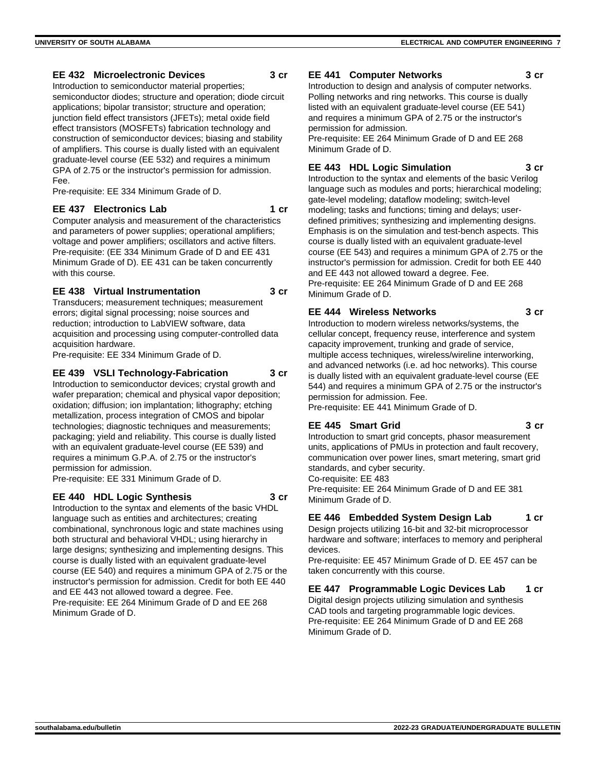### EE 432 Microelectronic Devices 3 cr

Introduction to semiconductor material properties; semiconductor diodes; structure and operation; diode circuit applications; bipolar transistor; structure and operation; junction field effect transistors (JFETs); metal oxide field effect transistors (MOSFETs) fabrication technology and construction of semiconductor devices; biasing and stability of amplifiers. This course is dually listed with an equivalent graduate-level course (EE 532) and requires a minimum GPA of 2.75 or the instructor's permission for admission. Fee.
Pre-requisite: EE 334 Minimum Grade of D.

### EE 437 Electronics Lab 1 cr

Computer analysis and measurement of the characteristics and parameters of power supplies; operational amplifiers; voltage and power amplifiers; oscillators and active filters.
Pre-requisite: (EE 334 Minimum Grade of D and EE 431 Minimum Grade of D). EE 431 can be taken concurrently with this course.

### EE 438 Virtual Instrumentation 3 cr

Transducers; measurement techniques; measurement errors; digital signal processing; noise sources and reduction; introduction to LabVIEW software, data acquisition and processing using computer-controlled data acquisition hardware.
Pre-requisite: EE 334 Minimum Grade of D.

### EE 439 VSLI Technology-Fabrication 3 cr

Introduction to semiconductor devices; crystal growth and wafer preparation; chemical and physical vapor deposition; oxidation; diffusion; ion implantation; lithography; etching metallization, process integration of CMOS and bipolar technologies; diagnostic techniques and measurements; packaging; yield and reliability. This course is dually listed with an equivalent graduate-level course (EE 539) and requires a minimum G.P.A. of 2.75 or the instructor's permission for admission.
Pre-requisite: EE 331 Minimum Grade of D.

### EE 440 HDL Logic Synthesis 3 cr

Introduction to the syntax and elements of the basic VHDL language such as entities and architectures; creating combinational, synchronous logic and state machines using both structural and behavioral VHDL; using hierarchy in large designs; synthesizing and implementing designs. This course is dually listed with an equivalent graduate-level course (EE 540) and requires a minimum GPA of 2.75 or the instructor's permission for admission. Credit for both EE 440 and EE 443 not allowed toward a degree. Fee.
Pre-requisite: EE 264 Minimum Grade of D and EE 268 Minimum Grade of D.

### EE 441 Computer Networks 3 cr

Introduction to design and analysis of computer networks. Polling networks and ring networks. This course is dually listed with an equivalent graduate-level course (EE 541) and requires a minimum GPA of 2.75 or the instructor's permission for admission.
Pre-requisite: EE 264 Minimum Grade of D and EE 268 Minimum Grade of D.

### EE 443 HDL Logic Simulation 3 cr

Introduction to the syntax and elements of the basic Verilog language such as modules and ports; hierarchical modeling; gate-level modeling; dataflow modeling; switch-level modeling; tasks and functions; timing and delays; user-defined primitives; synthesizing and implementing designs. Emphasis is on the simulation and test-bench aspects. This course is dually listed with an equivalent graduate-level course (EE 543) and requires a minimum GPA of 2.75 or the instructor's permission for admission. Credit for both EE 440 and EE 443 not allowed toward a degree. Fee.
Pre-requisite: EE 264 Minimum Grade of D and EE 268 Minimum Grade of D.

### EE 444 Wireless Networks 3 cr

Introduction to modern wireless networks/systems, the cellular concept, frequency reuse, interference and system capacity improvement, trunking and grade of service, multiple access techniques, wireless/wireline interworking, and advanced networks (i.e. ad hoc networks). This course is dually listed with an equivalent graduate-level course (EE 544) and requires a minimum GPA of 2.75 or the instructor's permission for admission. Fee.
Pre-requisite: EE 441 Minimum Grade of D.

### EE 445 Smart Grid 3 cr

Introduction to smart grid concepts, phasor measurement units, applications of PMUs in protection and fault recovery, communication over power lines, smart metering, smart grid standards, and cyber security.
Co-requisite: EE 483
Pre-requisite: EE 264 Minimum Grade of D and EE 381 Minimum Grade of D.

### EE 446 Embedded System Design Lab 1 cr

Design projects utilizing 16-bit and 32-bit microprocessor hardware and software; interfaces to memory and peripheral devices.
Pre-requisite: EE 457 Minimum Grade of D. EE 457 can be taken concurrently with this course.

### EE 447 Programmable Logic Devices Lab 1 cr

Digital design projects utilizing simulation and synthesis CAD tools and targeting programmable logic devices.
Pre-requisite: EE 264 Minimum Grade of D and EE 268 Minimum Grade of D.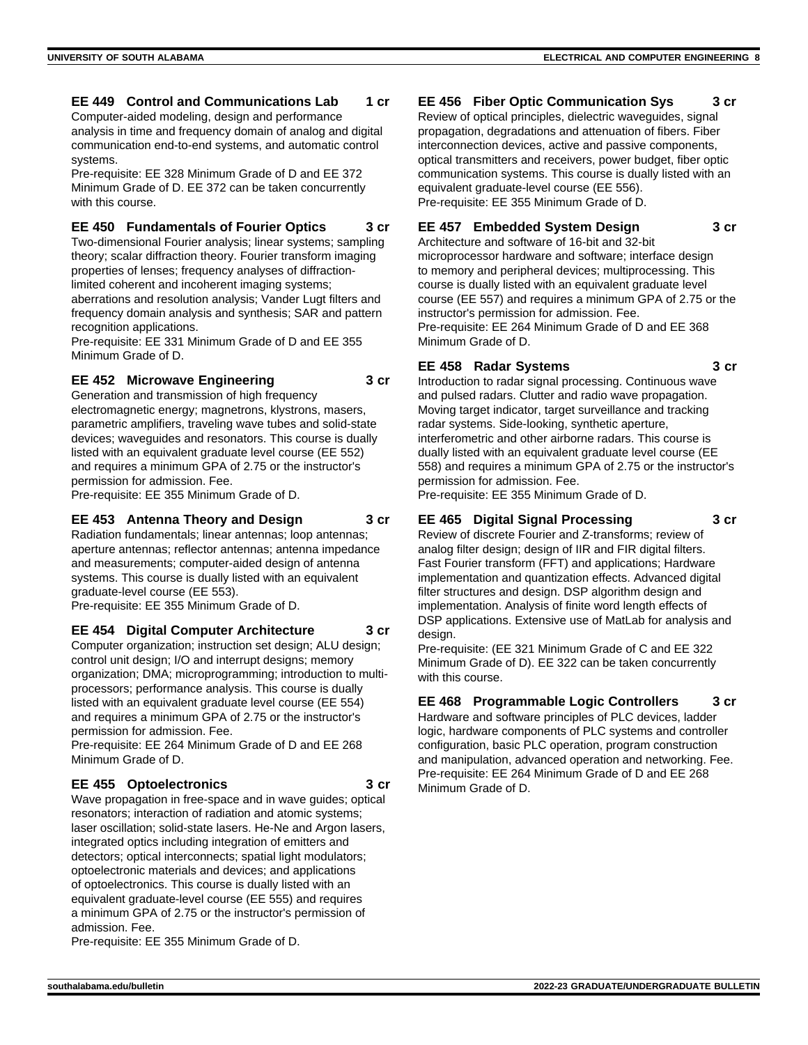### EE 449 Control and Communications Lab 1 cr

Computer-aided modeling, design and performance analysis in time and frequency domain of analog and digital communication end-to-end systems, and automatic control systems.

Pre-requisite: EE 328 Minimum Grade of D and EE 372 Minimum Grade of D. EE 372 can be taken concurrently with this course.

### EE 450 Fundamentals of Fourier Optics 3 cr

Two-dimensional Fourier analysis; linear systems; sampling theory; scalar diffraction theory. Fourier transform imaging properties of lenses; frequency analyses of diffraction-limited coherent and incoherent imaging systems; aberrations and resolution analysis; Vander Lugt filters and frequency domain analysis and synthesis; SAR and pattern recognition applications.

Pre-requisite: EE 331 Minimum Grade of D and EE 355 Minimum Grade of D.

### EE 452 Microwave Engineering 3 cr

Generation and transmission of high frequency electromagnetic energy; magnetrons, klystrons, masers, parametric amplifiers, traveling wave tubes and solid-state devices; waveguides and resonators. This course is dually listed with an equivalent graduate level course (EE 552) and requires a minimum GPA of 2.75 or the instructor's permission for admission. Fee.

Pre-requisite: EE 355 Minimum Grade of D.

### EE 453 Antenna Theory and Design 3 cr

Radiation fundamentals; linear antennas; loop antennas; aperture antennas; reflector antennas; antenna impedance and measurements; computer-aided design of antenna systems. This course is dually listed with an equivalent graduate-level course (EE 553).

Pre-requisite: EE 355 Minimum Grade of D.

### EE 454 Digital Computer Architecture 3 cr

Computer organization; instruction set design; ALU design; control unit design; I/O and interrupt designs; memory organization; DMA; microprogramming; introduction to multi-processors; performance analysis. This course is dually listed with an equivalent graduate level course (EE 554) and requires a minimum GPA of 2.75 or the instructor's permission for admission. Fee.

Pre-requisite: EE 264 Minimum Grade of D and EE 268 Minimum Grade of D.

### EE 455 Optoelectronics 3 cr

Wave propagation in free-space and in wave guides; optical resonators; interaction of radiation and atomic systems; laser oscillation; solid-state lasers. He-Ne and Argon lasers, integrated optics including integration of emitters and detectors; optical interconnects; spatial light modulators; optoelectronic materials and devices; and applications of optoelectronics. This course is dually listed with an equivalent graduate-level course (EE 555) and requires a minimum GPA of 2.75 or the instructor's permission of admission. Fee.

Pre-requisite: EE 355 Minimum Grade of D.

### EE 456 Fiber Optic Communication Sys 3 cr

Review of optical principles, dielectric waveguides, signal propagation, degradations and attenuation of fibers. Fiber interconnection devices, active and passive components, optical transmitters and receivers, power budget, fiber optic communication systems. This course is dually listed with an equivalent graduate-level course (EE 556).

Pre-requisite: EE 355 Minimum Grade of D.

### EE 457 Embedded System Design 3 cr

Architecture and software of 16-bit and 32-bit microprocessor hardware and software; interface design to memory and peripheral devices; multiprocessing. This course is dually listed with an equivalent graduate level course (EE 557) and requires a minimum GPA of 2.75 or the instructor's permission for admission. Fee.

Pre-requisite: EE 264 Minimum Grade of D and EE 368 Minimum Grade of D.

### EE 458 Radar Systems 3 cr

Introduction to radar signal processing. Continuous wave and pulsed radars. Clutter and radio wave propagation. Moving target indicator, target surveillance and tracking radar systems. Side-looking, synthetic aperture, interferometric and other airborne radars. This course is dually listed with an equivalent graduate level course (EE 558) and requires a minimum GPA of 2.75 or the instructor's permission for admission. Fee.

Pre-requisite: EE 355 Minimum Grade of D.

### EE 465 Digital Signal Processing 3 cr

Review of discrete Fourier and Z-transforms; review of analog filter design; design of IIR and FIR digital filters. Fast Fourier transform (FFT) and applications; Hardware implementation and quantization effects. Advanced digital filter structures and design. DSP algorithm design and implementation. Analysis of finite word length effects of DSP applications. Extensive use of MatLab for analysis and design.

Pre-requisite: (EE 321 Minimum Grade of C and EE 322 Minimum Grade of D). EE 322 can be taken concurrently with this course.

### EE 468 Programmable Logic Controllers 3 cr

Hardware and software principles of PLC devices, ladder logic, hardware components of PLC systems and controller configuration, basic PLC operation, program construction and manipulation, advanced operation and networking. Fee.

Pre-requisite: EE 264 Minimum Grade of D and EE 268 Minimum Grade of D.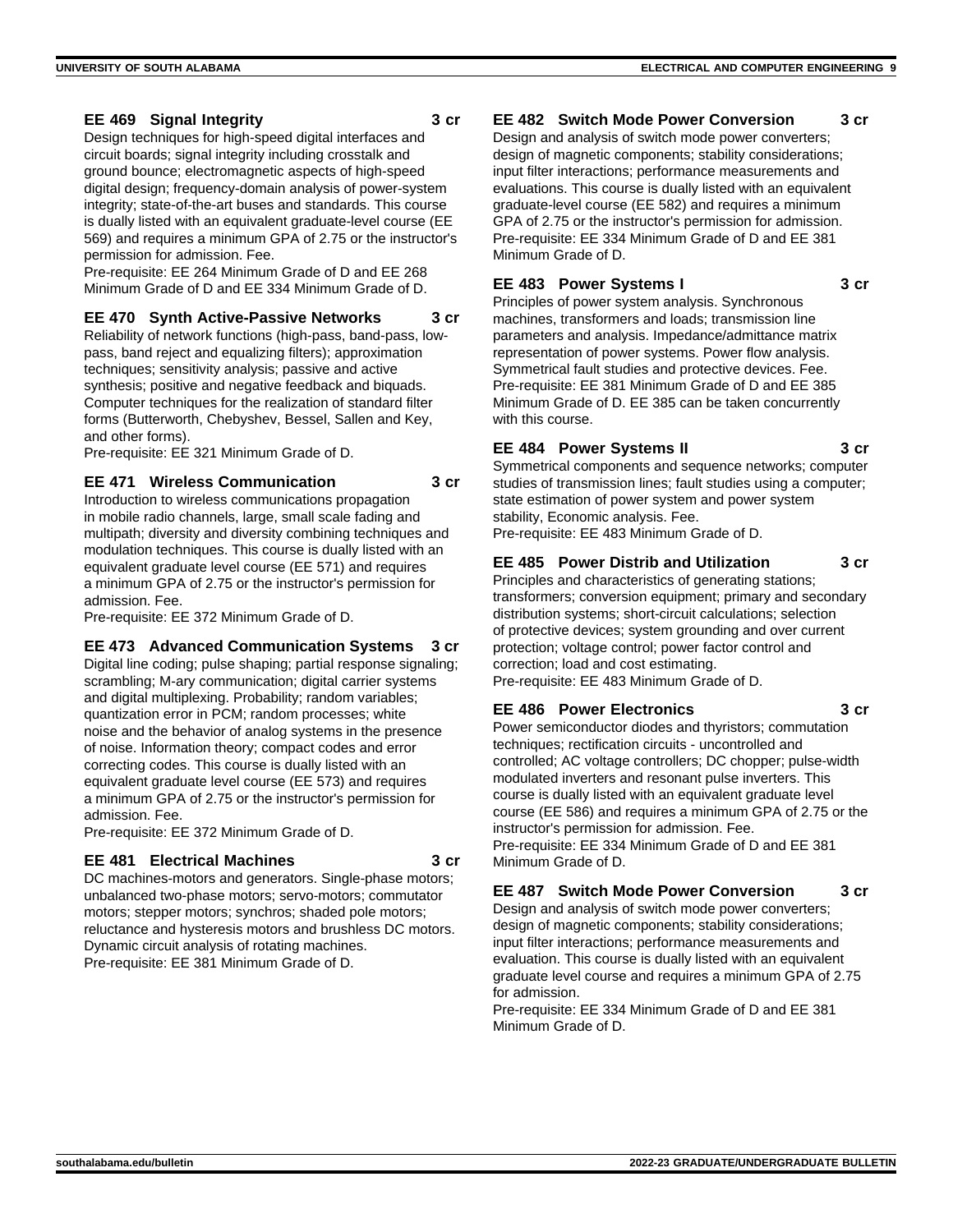### EE 469 Signal Integrity 3 cr

Design techniques for high-speed digital interfaces and circuit boards; signal integrity including crosstalk and ground bounce; electromagnetic aspects of high-speed digital design; frequency-domain analysis of power-system integrity; state-of-the-art buses and standards. This course is dually listed with an equivalent graduate-level course (EE 569) and requires a minimum GPA of 2.75 or the instructor's permission for admission. Fee.

Pre-requisite: EE 264 Minimum Grade of D and EE 268 Minimum Grade of D and EE 334 Minimum Grade of D.

### EE 470 Synth Active-Passive Networks 3 cr

Reliability of network functions (high-pass, band-pass, low-pass, band reject and equalizing filters); approximation techniques; sensitivity analysis; passive and active synthesis; positive and negative feedback and biquads. Computer techniques for the realization of standard filter forms (Butterworth, Chebyshev, Bessel, Sallen and Key, and other forms).

Pre-requisite: EE 321 Minimum Grade of D.

### EE 471 Wireless Communication 3 cr

Introduction to wireless communications propagation in mobile radio channels, large, small scale fading and multipath; diversity and diversity combining techniques and modulation techniques. This course is dually listed with an equivalent graduate level course (EE 571) and requires a minimum GPA of 2.75 or the instructor's permission for admission. Fee.

Pre-requisite: EE 372 Minimum Grade of D.

### EE 473 Advanced Communication Systems 3 cr

Digital line coding; pulse shaping; partial response signaling; scrambling; M-ary communication; digital carrier systems and digital multiplexing. Probability; random variables; quantization error in PCM; random processes; white noise and the behavior of analog systems in the presence of noise. Information theory; compact codes and error correcting codes. This course is dually listed with an equivalent graduate level course (EE 573) and requires a minimum GPA of 2.75 or the instructor's permission for admission. Fee.

Pre-requisite: EE 372 Minimum Grade of D.

### EE 481 Electrical Machines 3 cr

DC machines-motors and generators. Single-phase motors; unbalanced two-phase motors; servo-motors; commutator motors; stepper motors; synchros; shaded pole motors; reluctance and hysteresis motors and brushless DC motors. Dynamic circuit analysis of rotating machines.

Pre-requisite: EE 381 Minimum Grade of D.

### EE 482 Switch Mode Power Conversion 3 cr

Design and analysis of switch mode power converters; design of magnetic components; stability considerations; input filter interactions; performance measurements and evaluations. This course is dually listed with an equivalent graduate-level course (EE 582) and requires a minimum GPA of 2.75 or the instructor's permission for admission.

Pre-requisite: EE 334 Minimum Grade of D and EE 381 Minimum Grade of D.

### EE 483 Power Systems I 3 cr

Principles of power system analysis. Synchronous machines, transformers and loads; transmission line parameters and analysis. Impedance/admittance matrix representation of power systems. Power flow analysis. Symmetrical fault studies and protective devices. Fee.

Pre-requisite: EE 381 Minimum Grade of D and EE 385 Minimum Grade of D. EE 385 can be taken concurrently with this course.

### EE 484 Power Systems II 3 cr

Symmetrical components and sequence networks; computer studies of transmission lines; fault studies using a computer; state estimation of power system and power system stability, Economic analysis. Fee.

Pre-requisite: EE 483 Minimum Grade of D.

### EE 485 Power Distrib and Utilization 3 cr

Principles and characteristics of generating stations; transformers; conversion equipment; primary and secondary distribution systems; short-circuit calculations; selection of protective devices; system grounding and over current protection; voltage control; power factor control and correction; load and cost estimating.

Pre-requisite: EE 483 Minimum Grade of D.

### EE 486 Power Electronics 3 cr

Power semiconductor diodes and thyristors; commutation techniques; rectification circuits - uncontrolled and controlled; AC voltage controllers; DC chopper; pulse-width modulated inverters and resonant pulse inverters. This course is dually listed with an equivalent graduate level course (EE 586) and requires a minimum GPA of 2.75 or the instructor's permission for admission. Fee.

Pre-requisite: EE 334 Minimum Grade of D and EE 381 Minimum Grade of D.

### EE 487 Switch Mode Power Conversion 3 cr

Design and analysis of switch mode power converters; design of magnetic components; stability considerations; input filter interactions; performance measurements and evaluation. This course is dually listed with an equivalent graduate level course and requires a minimum GPA of 2.75 for admission.

Pre-requisite: EE 334 Minimum Grade of D and EE 381 Minimum Grade of D.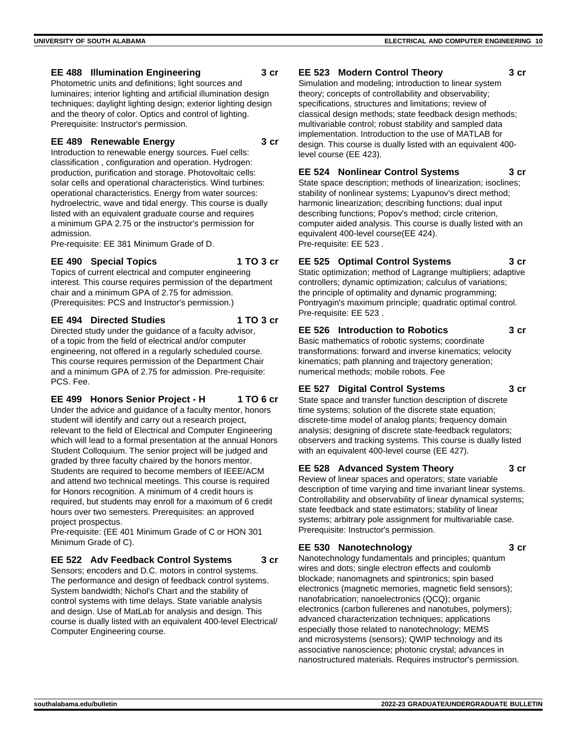### EE 488 Illumination Engineering 3 cr

Photometric units and definitions; light sources and luminaires; interior lighting and artificial illumination design techniques; daylight lighting design; exterior lighting design and the theory of color. Optics and control of lighting. Prerequisite: Instructor's permission.

### EE 489 Renewable Energy 3 cr

Introduction to renewable energy sources. Fuel cells: classification , configuration and operation. Hydrogen: production, purification and storage. Photovoltaic cells: solar cells and operational characteristics. Wind turbines: operational characteristics. Energy from water sources: hydroelectric, wave and tidal energy. This course is dually listed with an equivalent graduate course and requires a minimum GPA 2.75 or the instructor's permission for admission.

Pre-requisite: EE 381 Minimum Grade of D.

### EE 490 Special Topics 1 TO 3 cr

Topics of current electrical and computer engineering interest. This course requires permission of the department chair and a minimum GPA of 2.75 for admission. (Prerequisites: PCS and Instructor's permission.)

### EE 494 Directed Studies 1 TO 3 cr

Directed study under the guidance of a faculty advisor, of a topic from the field of electrical and/or computer engineering, not offered in a regularly scheduled course. This course requires permission of the Department Chair and a minimum GPA of 2.75 for admission. Pre-requisite: PCS. Fee.

### EE 499 Honors Senior Project - H 1 TO 6 cr

Under the advice and guidance of a faculty mentor, honors student will identify and carry out a research project, relevant to the field of Electrical and Computer Engineering which will lead to a formal presentation at the annual Honors Student Colloquium. The senior project will be judged and graded by three faculty chaired by the honors mentor. Students are required to become members of IEEE/ACM and attend two technical meetings. This course is required for Honors recognition. A minimum of 4 credit hours is required, but students may enroll for a maximum of 6 credit hours over two semesters. Prerequisites: an approved project prospectus.

Pre-requisite: (EE 401 Minimum Grade of C or HON 301 Minimum Grade of C).

### EE 522 Adv Feedback Control Systems 3 cr

Sensors; encoders and D.C. motors in control systems. The performance and design of feedback control systems. System bandwidth; Nichol's Chart and the stability of control systems with time delays. State variable analysis and design. Use of MatLab for analysis and design. This course is dually listed with an equivalent 400-level Electrical/ Computer Engineering course.

### EE 523 Modern Control Theory 3 cr

Simulation and modeling; introduction to linear system theory; concepts of controllability and observability; specifications, structures and limitations; review of classical design methods; state feedback design methods; multivariable control; robust stability and sampled data implementation. Introduction to the use of MATLAB for design. This course is dually listed with an equivalent 400-level course (EE 423).

### EE 524 Nonlinear Control Systems 3 cr

State space description; methods of linearization; isoclines; stability of nonlinear systems; Lyapunov's direct method; harmonic linearization; describing functions; dual input describing functions; Popov's method; circle criterion, computer aided analysis. This course is dually listed with an equivalent 400-level course(EE 424).

Pre-requisite: EE 523 .

### EE 525 Optimal Control Systems 3 cr

Static optimization; method of Lagrange multipliers; adaptive controllers; dynamic optimization; calculus of variations; the principle of optimality and dynamic programming; Pontryagin's maximum principle; quadratic optimal control. Pre-requisite: EE 523 .

### EE 526 Introduction to Robotics 3 cr

Basic mathematics of robotic systems; coordinate transformations: forward and inverse kinematics; velocity kinematics; path planning and trajectory generation; numerical methods; mobile robots. Fee

### EE 527 Digital Control Systems 3 cr

State space and transfer function description of discrete time systems; solution of the discrete state equation; discrete-time model of analog plants; frequency domain analysis; designing of discrete state-feedback regulators; observers and tracking systems. This course is dually listed with an equivalent 400-level course (EE 427).

### EE 528 Advanced System Theory 3 cr

Review of linear spaces and operators; state variable description of time varying and time invariant linear systems. Controllability and observability of linear dynamical systems; state feedback and state estimators; stability of linear systems; arbitrary pole assignment for multivariable case. Prerequisite: Instructor's permission.

### EE 530 Nanotechnology 3 cr

Nanotechnology fundamentals and principles; quantum wires and dots; single electron effects and coulomb blockade; nanomagnets and spintronics; spin based electronics (magnetic memories, magnetic field sensors); nanofabrication; nanoelectronics (QCQ); organic electronics (carbon fullerenes and nanotubes, polymers); advanced characterization techniques; applications especially those related to nanotechnology; MEMS and microsystems (sensors); QWIP technology and its associative nanoscience; photonic crystal; advances in nanostructured materials. Requires instructor's permission.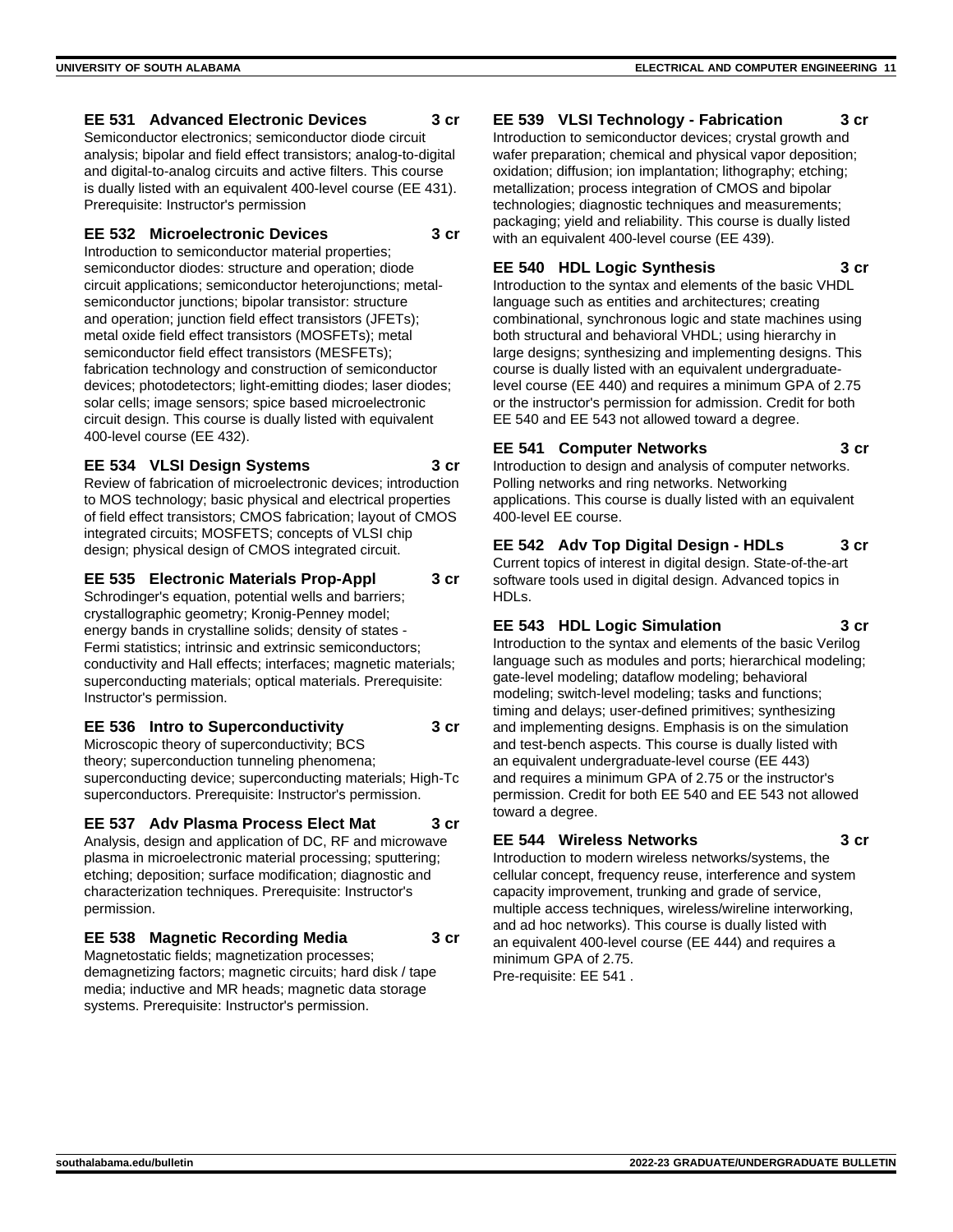### EE 531 Advanced Electronic Devices 3 cr

Semiconductor electronics; semiconductor diode circuit analysis; bipolar and field effect transistors; analog-to-digital and digital-to-analog circuits and active filters. This course is dually listed with an equivalent 400-level course (EE 431). Prerequisite: Instructor's permission

### EE 532 Microelectronic Devices 3 cr

Introduction to semiconductor material properties; semiconductor diodes: structure and operation; diode circuit applications; semiconductor heterojunctions; metal-semiconductor junctions; bipolar transistor: structure and operation; junction field effect transistors (JFETs); metal oxide field effect transistors (MOSFETs); metal semiconductor field effect transistors (MESFETs); fabrication technology and construction of semiconductor devices; photodetectors; light-emitting diodes; laser diodes; solar cells; image sensors; spice based microelectronic circuit design. This course is dually listed with equivalent 400-level course (EE 432).

### EE 534 VLSI Design Systems 3 cr

Review of fabrication of microelectronic devices; introduction to MOS technology; basic physical and electrical properties of field effect transistors; CMOS fabrication; layout of CMOS integrated circuits; MOSFETS; concepts of VLSI chip design; physical design of CMOS integrated circuit.

### EE 535 Electronic Materials Prop-Appl 3 cr

Schrodinger's equation, potential wells and barriers; crystallographic geometry; Kronig-Penney model; energy bands in crystalline solids; density of states - Fermi statistics; intrinsic and extrinsic semiconductors; conductivity and Hall effects; interfaces; magnetic materials; superconducting materials; optical materials. Prerequisite: Instructor's permission.

### EE 536 Intro to Superconductivity 3 cr

Microscopic theory of superconductivity; BCS theory; superconduction tunneling phenomena; superconducting device; superconducting materials; High-Tc superconductors. Prerequisite: Instructor's permission.

### EE 537 Adv Plasma Process Elect Mat 3 cr

Analysis, design and application of DC, RF and microwave plasma in microelectronic material processing; sputtering; etching; deposition; surface modification; diagnostic and characterization techniques. Prerequisite: Instructor's permission.

### EE 538 Magnetic Recording Media 3 cr

Magnetostatic fields; magnetization processes; demagnetizing factors; magnetic circuits; hard disk / tape media; inductive and MR heads; magnetic data storage systems. Prerequisite: Instructor's permission.

### EE 539 VLSI Technology - Fabrication 3 cr

Introduction to semiconductor devices; crystal growth and wafer preparation; chemical and physical vapor deposition; oxidation; diffusion; ion implantation; lithography; etching; metallization; process integration of CMOS and bipolar technologies; diagnostic techniques and measurements; packaging; yield and reliability. This course is dually listed with an equivalent 400-level course (EE 439).

### EE 540 HDL Logic Synthesis 3 cr

Introduction to the syntax and elements of the basic VHDL language such as entities and architectures; creating combinational, synchronous logic and state machines using both structural and behavioral VHDL; using hierarchy in large designs; synthesizing and implementing designs. This course is dually listed with an equivalent undergraduate-level course (EE 440) and requires a minimum GPA of 2.75 or the instructor's permission for admission. Credit for both EE 540 and EE 543 not allowed toward a degree.

### EE 541 Computer Networks 3 cr

Introduction to design and analysis of computer networks. Polling networks and ring networks. Networking applications. This course is dually listed with an equivalent 400-level EE course.

### EE 542 Adv Top Digital Design - HDLs 3 cr

Current topics of interest in digital design. State-of-the-art software tools used in digital design. Advanced topics in HDLs.

### EE 543 HDL Logic Simulation 3 cr

Introduction to the syntax and elements of the basic Verilog language such as modules and ports; hierarchical modeling; gate-level modeling; dataflow modeling; behavioral modeling; switch-level modeling; tasks and functions; timing and delays; user-defined primitives; synthesizing and implementing designs. Emphasis is on the simulation and test-bench aspects. This course is dually listed with an equivalent undergraduate-level course (EE 443) and requires a minimum GPA of 2.75 or the instructor's permission. Credit for both EE 540 and EE 543 not allowed toward a degree.

### EE 544 Wireless Networks 3 cr

Introduction to modern wireless networks/systems, the cellular concept, frequency reuse, interference and system capacity improvement, trunking and grade of service, multiple access techniques, wireless/wireline interworking, and ad hoc networks). This course is dually listed with an equivalent 400-level course (EE 444) and requires a minimum GPA of 2.75.
Pre-requisite: EE 541 .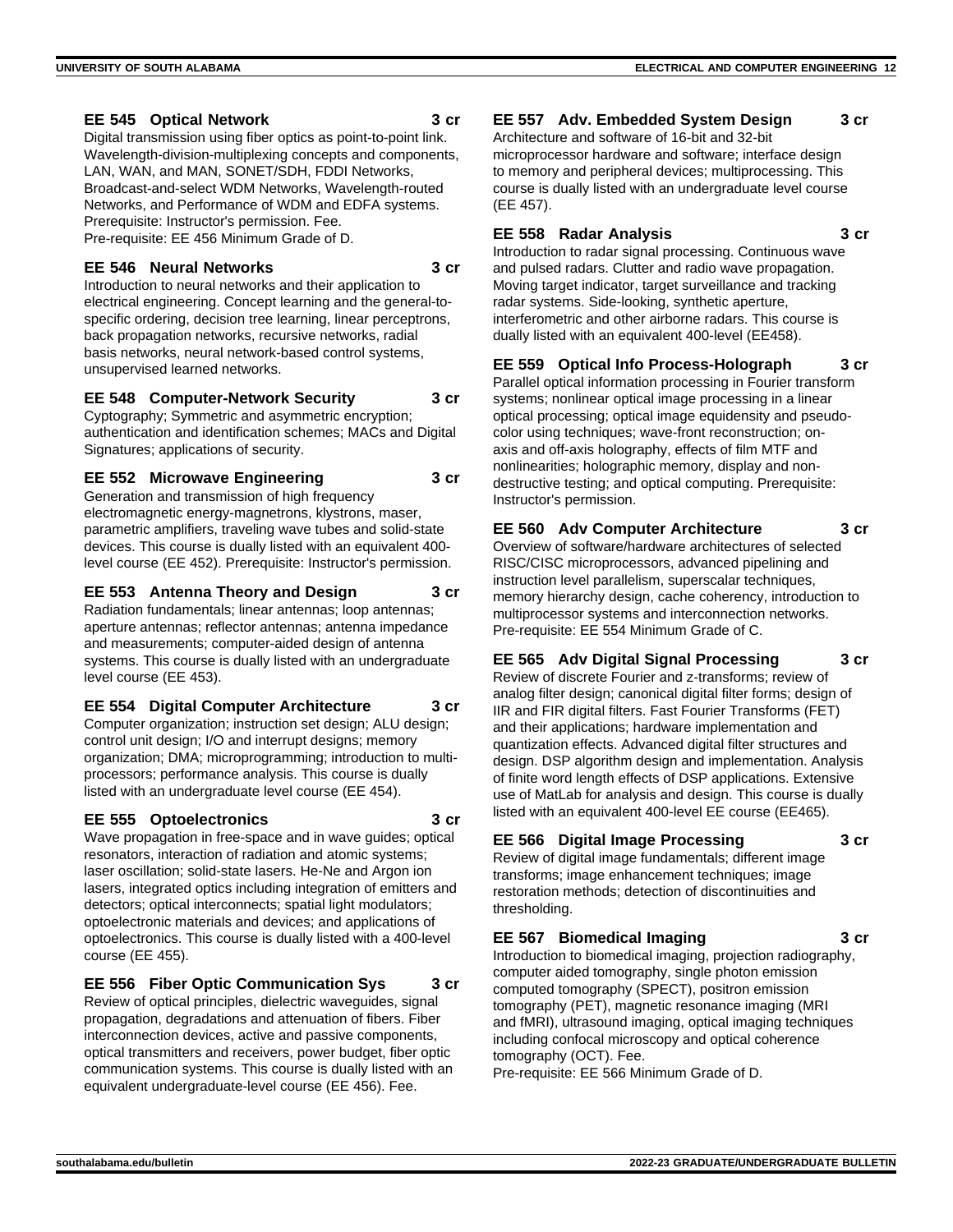### EE 545 Optical Network 3 cr

Digital transmission using fiber optics as point-to-point link. Wavelength-division-multiplexing concepts and components, LAN, WAN, and MAN, SONET/SDH, FDDI Networks, Broadcast-and-select WDM Networks, Wavelength-routed Networks, and Performance of WDM and EDFA systems. Prerequisite: Instructor's permission. Fee.
Pre-requisite: EE 456 Minimum Grade of D.

### EE 546 Neural Networks 3 cr

Introduction to neural networks and their application to electrical engineering. Concept learning and the general-to-specific ordering, decision tree learning, linear perceptrons, back propagation networks, recursive networks, radial basis networks, neural network-based control systems, unsupervised learned networks.

### EE 548 Computer-Network Security 3 cr

Cyptography; Symmetric and asymmetric encryption; authentication and identification schemes; MACs and Digital Signatures; applications of security.

### EE 552 Microwave Engineering 3 cr

Generation and transmission of high frequency electromagnetic energy-magnetrons, klystrons, maser, parametric amplifiers, traveling wave tubes and solid-state devices. This course is dually listed with an equivalent 400-level course (EE 452). Prerequisite: Instructor's permission.

### EE 553 Antenna Theory and Design 3 cr

Radiation fundamentals; linear antennas; loop antennas; aperture antennas; reflector antennas; antenna impedance and measurements; computer-aided design of antenna systems. This course is dually listed with an undergraduate level course (EE 453).

### EE 554 Digital Computer Architecture 3 cr

Computer organization; instruction set design; ALU design; control unit design; I/O and interrupt designs; memory organization; DMA; microprogramming; introduction to multi-processors; performance analysis. This course is dually listed with an undergraduate level course (EE 454).

### EE 555 Optoelectronics 3 cr

Wave propagation in free-space and in wave guides; optical resonators, interaction of radiation and atomic systems; laser oscillation; solid-state lasers. He-Ne and Argon ion lasers, integrated optics including integration of emitters and detectors; optical interconnects; spatial light modulators; optoelectronic materials and devices; and applications of optoelectronics. This course is dually listed with a 400-level course (EE 455).

### EE 556 Fiber Optic Communication Sys 3 cr

Review of optical principles, dielectric waveguides, signal propagation, degradations and attenuation of fibers. Fiber interconnection devices, active and passive components, optical transmitters and receivers, power budget, fiber optic communication systems. This course is dually listed with an equivalent undergraduate-level course (EE 456). Fee.

### EE 557 Adv. Embedded System Design 3 cr

Architecture and software of 16-bit and 32-bit microprocessor hardware and software; interface design to memory and peripheral devices; multiprocessing. This course is dually listed with an undergraduate level course (EE 457).

### EE 558 Radar Analysis 3 cr

Introduction to radar signal processing. Continuous wave and pulsed radars. Clutter and radio wave propagation. Moving target indicator, target surveillance and tracking radar systems. Side-looking, synthetic aperture, interferometric and other airborne radars. This course is dually listed with an equivalent 400-level (EE458).

### EE 559 Optical Info Process-Holograph 3 cr

Parallel optical information processing in Fourier transform systems; nonlinear optical image processing in a linear optical processing; optical image equidensity and pseudo-color using techniques; wave-front reconstruction; on-axis and off-axis holography, effects of film MTF and nonlinearities; holographic memory, display and non-destructive testing; and optical computing. Prerequisite: Instructor's permission.

### EE 560 Adv Computer Architecture 3 cr

Overview of software/hardware architectures of selected RISC/CISC microprocessors, advanced pipelining and instruction level parallelism, superscalar techniques, memory hierarchy design, cache coherency, introduction to multiprocessor systems and interconnection networks.
Pre-requisite: EE 554 Minimum Grade of C.

### EE 565 Adv Digital Signal Processing 3 cr

Review of discrete Fourier and z-transforms; review of analog filter design; canonical digital filter forms; design of IIR and FIR digital filters. Fast Fourier Transforms (FET) and their applications; hardware implementation and quantization effects. Advanced digital filter structures and design. DSP algorithm design and implementation. Analysis of finite word length effects of DSP applications. Extensive use of MatLab for analysis and design. This course is dually listed with an equivalent 400-level EE course (EE465).

### EE 566 Digital Image Processing 3 cr

Review of digital image fundamentals; different image transforms; image enhancement techniques; image restoration methods; detection of discontinuities and thresholding.

### EE 567 Biomedical Imaging 3 cr

Introduction to biomedical imaging, projection radiography, computer aided tomography, single photon emission computed tomography (SPECT), positron emission tomography (PET), magnetic resonance imaging (MRI and fMRI), ultrasound imaging, optical imaging techniques including confocal microscopy and optical coherence tomography (OCT). Fee.
Pre-requisite: EE 566 Minimum Grade of D.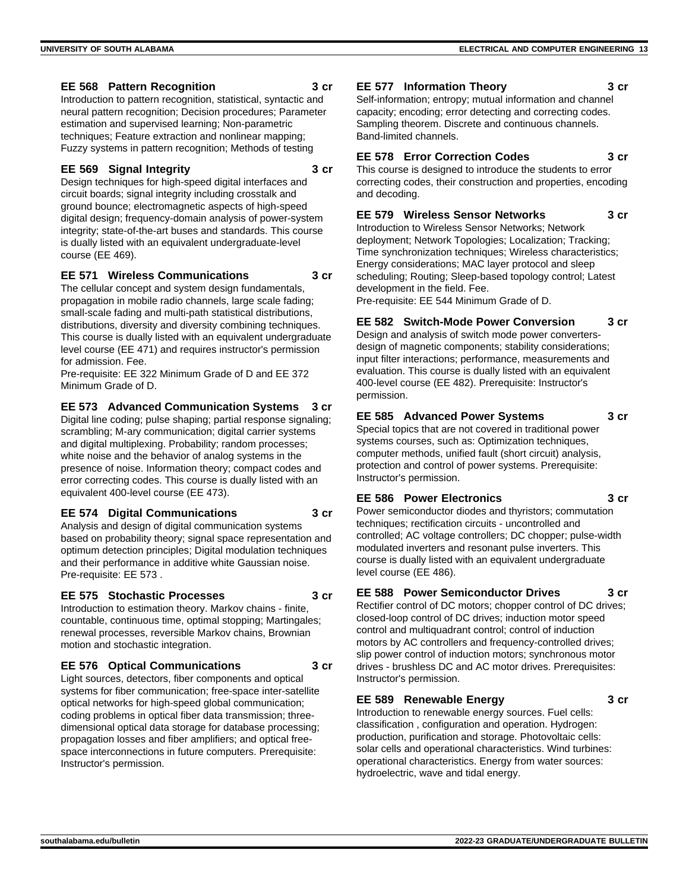### EE 568 Pattern Recognition 3 cr

Introduction to pattern recognition, statistical, syntactic and neural pattern recognition; Decision procedures; Parameter estimation and supervised learning; Non-parametric techniques; Feature extraction and nonlinear mapping; Fuzzy systems in pattern recognition; Methods of testing

### EE 569 Signal Integrity 3 cr

Design techniques for high-speed digital interfaces and circuit boards; signal integrity including crosstalk and ground bounce; electromagnetic aspects of high-speed digital design; frequency-domain analysis of power-system integrity; state-of-the-art buses and standards. This course is dually listed with an equivalent undergraduate-level course (EE 469).

### EE 571 Wireless Communications 3 cr

The cellular concept and system design fundamentals, propagation in mobile radio channels, large scale fading; small-scale fading and multi-path statistical distributions, distributions, diversity and diversity combining techniques. This course is dually listed with an equivalent undergraduate level course (EE 471) and requires instructor's permission for admission. Fee.

Pre-requisite: EE 322 Minimum Grade of D and EE 372 Minimum Grade of D.

### EE 573 Advanced Communication Systems 3 cr

Digital line coding; pulse shaping; partial response signaling; scrambling; M-ary communication; digital carrier systems and digital multiplexing. Probability; random processes; white noise and the behavior of analog systems in the presence of noise. Information theory; compact codes and error correcting codes. This course is dually listed with an equivalent 400-level course (EE 473).

### EE 574 Digital Communications 3 cr

Analysis and design of digital communication systems based on probability theory; signal space representation and optimum detection principles; Digital modulation techniques and their performance in additive white Gaussian noise.

Pre-requisite: EE 573 .

### EE 575 Stochastic Processes 3 cr

Introduction to estimation theory. Markov chains - finite, countable, continuous time, optimal stopping; Martingales; renewal processes, reversible Markov chains, Brownian motion and stochastic integration.

### EE 576 Optical Communications 3 cr

Light sources, detectors, fiber components and optical systems for fiber communication; free-space inter-satellite optical networks for high-speed global communication; coding problems in optical fiber data transmission; three-dimensional optical data storage for database processing; propagation losses and fiber amplifiers; and optical free-space interconnections in future computers. Prerequisite: Instructor's permission.

### EE 577 Information Theory 3 cr

Self-information; entropy; mutual information and channel capacity; encoding; error detecting and correcting codes. Sampling theorem. Discrete and continuous channels. Band-limited channels.

### EE 578 Error Correction Codes 3 cr

This course is designed to introduce the students to error correcting codes, their construction and properties, encoding and decoding.

### EE 579 Wireless Sensor Networks 3 cr

Introduction to Wireless Sensor Networks; Network deployment; Network Topologies; Localization; Tracking; Time synchronization techniques; Wireless characteristics; Energy considerations; MAC layer protocol and sleep scheduling; Routing; Sleep-based topology control; Latest development in the field. Fee.

Pre-requisite: EE 544 Minimum Grade of D.

### EE 582 Switch-Mode Power Conversion 3 cr

Design and analysis of switch mode power converters-design of magnetic components; stability considerations; input filter interactions; performance, measurements and evaluation. This course is dually listed with an equivalent 400-level course (EE 482). Prerequisite: Instructor's permission.

### EE 585 Advanced Power Systems 3 cr

Special topics that are not covered in traditional power systems courses, such as: Optimization techniques, computer methods, unified fault (short circuit) analysis, protection and control of power systems. Prerequisite: Instructor's permission.

### EE 586 Power Electronics 3 cr

Power semiconductor diodes and thyristors; commutation techniques; rectification circuits - uncontrolled and controlled; AC voltage controllers; DC chopper; pulse-width modulated inverters and resonant pulse inverters. This course is dually listed with an equivalent undergraduate level course (EE 486).

### EE 588 Power Semiconductor Drives 3 cr

Rectifier control of DC motors; chopper control of DC drives; closed-loop control of DC drives; induction motor speed control and multiquadrant control; control of induction motors by AC controllers and frequency-controlled drives; slip power control of induction motors; synchronous motor drives - brushless DC and AC motor drives. Prerequisites: Instructor's permission.

### EE 589 Renewable Energy 3 cr

Introduction to renewable energy sources. Fuel cells: classification , configuration and operation. Hydrogen: production, purification and storage. Photovoltaic cells: solar cells and operational characteristics. Wind turbines: operational characteristics. Energy from water sources: hydroelectric, wave and tidal energy.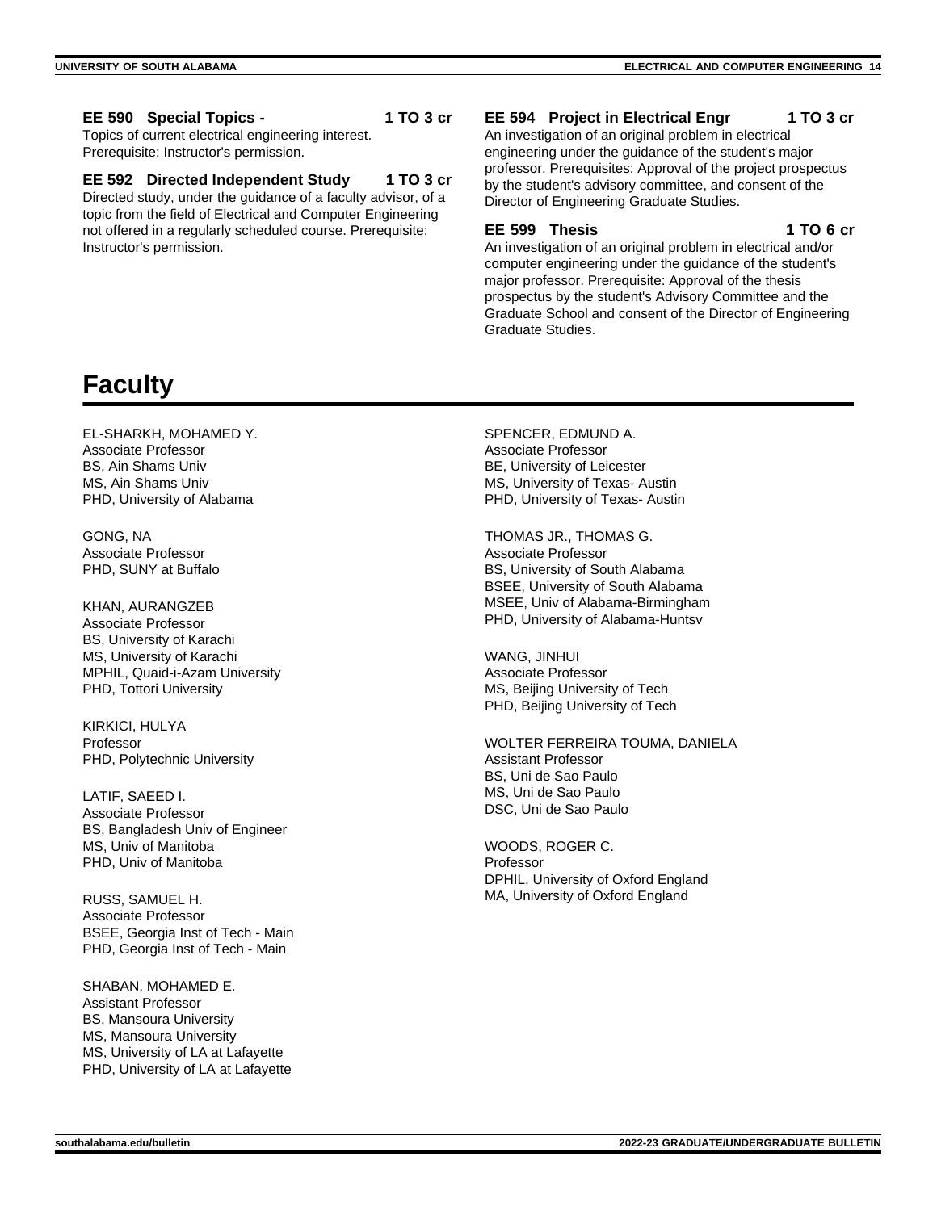**EE 590 Special Topics - 1 TO 3 cr**

Topics of current electrical engineering interest. Prerequisite: Instructor's permission.

**EE 592 Directed Independent Study 1 TO 3 cr**

Directed study, under the guidance of a faculty advisor, of a topic from the field of Electrical and Computer Engineering not offered in a regularly scheduled course. Prerequisite: Instructor's permission.

**EE 594 Project in Electrical Engr 1 TO 3 cr**

An investigation of an original problem in electrical engineering under the guidance of the student's major professor. Prerequisites: Approval of the project prospectus by the student's advisory committee, and consent of the Director of Engineering Graduate Studies.

**EE 599 Thesis 1 TO 6 cr**

An investigation of an original problem in electrical and/or computer engineering under the guidance of the student's major professor. Prerequisite: Approval of the thesis prospectus by the student's Advisory Committee and the Graduate School and consent of the Director of Engineering Graduate Studies.

# Faculty

EL-SHARKH, MOHAMED Y.
Associate Professor
BS, Ain Shams Univ
MS, Ain Shams Univ
PHD, University of Alabama

GONG, NA
Associate Professor
PHD, SUNY at Buffalo

KHAN, AURANGZEB
Associate Professor
BS, University of Karachi
MS, University of Karachi
MPHIL, Quaid-i-Azam University
PHD, Tottori University

KIRKICI, HULYA
Professor
PHD, Polytechnic University

LATIF, SAEED I.
Associate Professor
BS, Bangladesh Univ of Engineer
MS, Univ of Manitoba
PHD, Univ of Manitoba

RUSS, SAMUEL H.
Associate Professor
BSEE, Georgia Inst of Tech - Main
PHD, Georgia Inst of Tech - Main

SHABAN, MOHAMED E.
Assistant Professor
BS, Mansoura University
MS, Mansoura University
MS, University of LA at Lafayette
PHD, University of LA at Lafayette

SPENCER, EDMUND A.
Associate Professor
BE, University of Leicester
MS, University of Texas- Austin
PHD, University of Texas- Austin

THOMAS JR., THOMAS G.
Associate Professor
BS, University of South Alabama
BSEE, University of South Alabama
MSEE, Univ of Alabama-Birmingham
PHD, University of Alabama-Huntsv

WANG, JINHUI
Associate Professor
MS, Beijing University of Tech
PHD, Beijing University of Tech

WOLTER FERREIRA TOUMA, DANIELA
Assistant Professor
BS, Uni de Sao Paulo
MS, Uni de Sao Paulo
DSC, Uni de Sao Paulo

WOODS, ROGER C.
Professor
DPHIL, University of Oxford England
MA, University of Oxford England